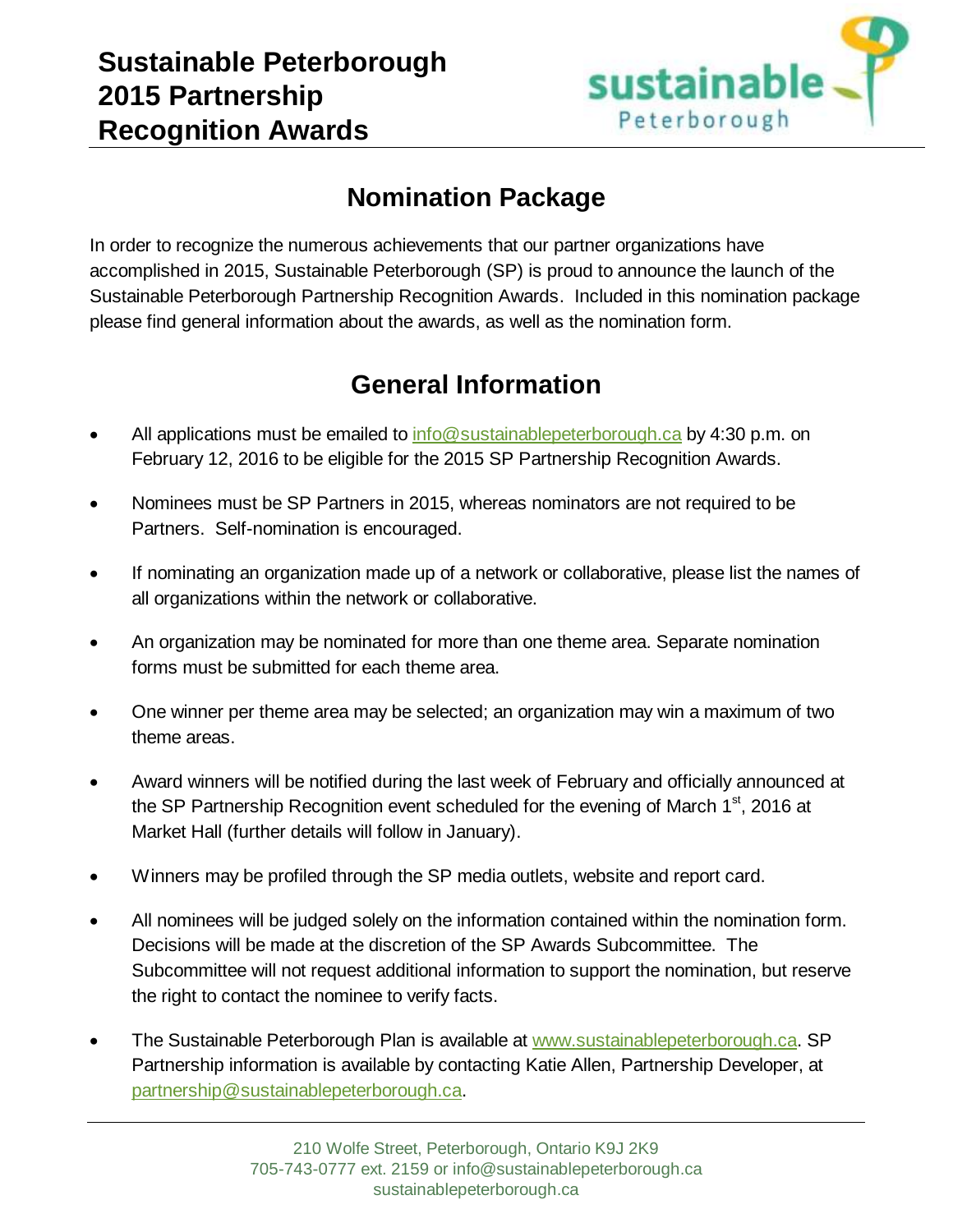# Sustainable Peterborough 2015 Partnership Recognition Awards

## Nomination Package

In order to recognize the numerous achievements that our partner organizations have accomplished in 2015, Sustainable Peterborough (SP) is proud to announce the launch of the Sustainable Peterborough Partnership Recognition Awards. Included in this nomination package please find general information about the awards, as well as the nomination form.

## General Information

- All applications must be emailed to info@sustainablepeterborough.ca by 4:30 p.m. on February 12, 2016 to be eligible for the 2015 SP Partnership Recognition Awards.
- Nominees must be SP Partners in 2015, whereas nominators are not required to be Partners. Self-nomination is encouraged.
- If nominating an organization made up of a network or collaborative, please list the names of all organizations within the network or collaborative.
- An organization may be nominated for more than one theme area. Separate nomination forms must be submitted for each theme area.
- One winner per theme area may be selected; an organization may win a maximum of two theme areas.
- Award winners will be notified during the last week of February and officially announced at the SP Partnership Recognition event scheduled for the evening of March 1st, 2016 at Market Hall (further details will follow in January).
- Winners may be profiled through the SP media outlets, website and report card.
- All nominees will be judged solely on the information contained within the nomination form. Decisions will be made at the discretion of the SP Awards Subcommittee. The Subcommittee will not request additional information to support the nomination, but reserve the right to contact the nominee to verify facts.
- The Sustainable Peterborough Plan is available at www.sustainablepeterborough.ca. SP Partnership information is available by contacting Katie Allen, Partnership Developer, at partnership@sustainablepeterborough.ca.

210 Wolfe Street, Peterborough, Ontario K9J 2K9
705-743-0777 ext. 2159 or info@sustainablepeterborough.ca
sustainablepeterborough.ca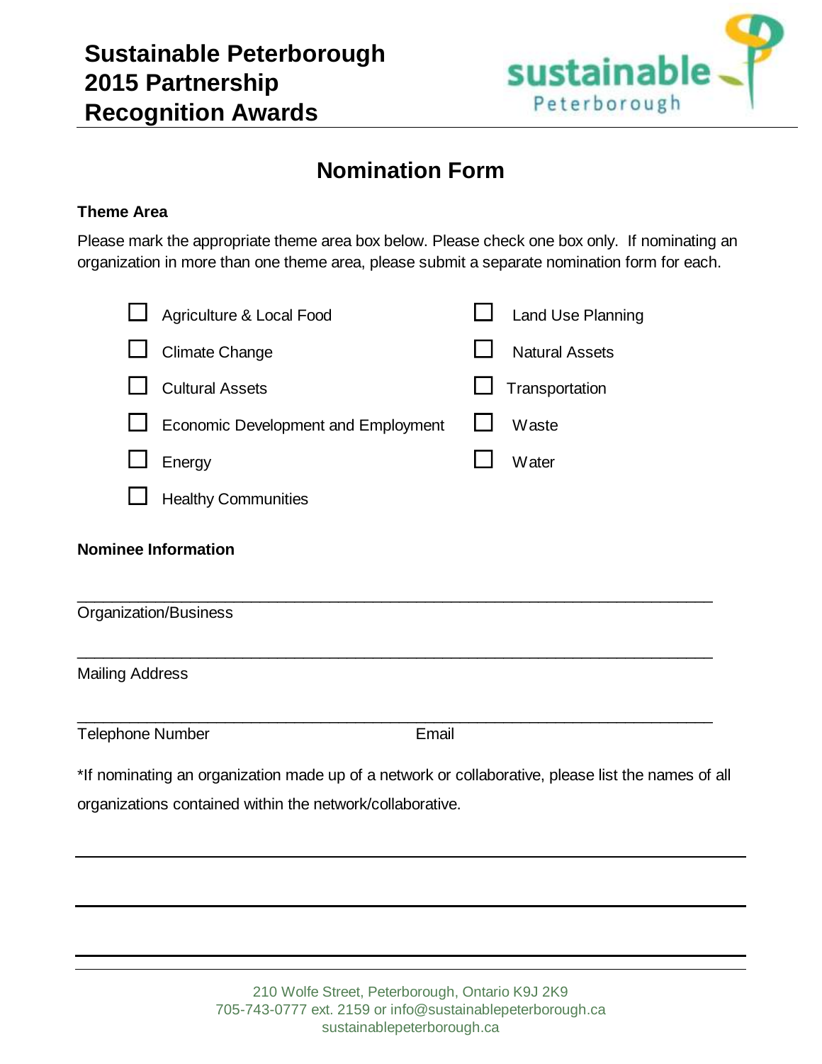# Sustainable Peterborough 2015 Partnership Recognition Awards

## Nomination Form

**Theme Area**

Please mark the appropriate theme area box below. Please check one box only. If nominating an organization in more than one theme area, please submit a separate nomination form for each.

- ☐ Agriculture & Local Food
- ☐ Climate Change
- ☐ Cultural Assets
- ☐ Economic Development and Employment
- ☐ Energy
- ☐ Healthy Communities
- ☐ Land Use Planning
- ☐ Natural Assets
- ☐ Transportation
- ☐ Waste
- ☐ Water

**Nominee Information**

\_\_\_\_\_\_\_\_\_\_\_\_\_\_\_\_\_\_\_\_\_\_\_\_\_\_\_\_\_\_\_\_\_\_\_\_\_\_\_\_\_\_\_\_\_\_\_\_\_\_\_\_\_\_\_\_\_\_\_\_\_\_\_\_\_\_\_\_

Organization/Business

\_\_\_\_\_\_\_\_\_\_\_\_\_\_\_\_\_\_\_\_\_\_\_\_\_\_\_\_\_\_\_\_\_\_\_\_\_\_\_\_\_\_\_\_\_\_\_\_\_\_\_\_\_\_\_\_\_\_\_\_\_\_\_\_\_\_\_\_

Mailing Address

\_\_\_\_\_\_\_\_\_\_\_\_\_\_\_\_\_\_\_\_\_\_\_\_\_\_\_\_\_\_\_\_\_\_\_\_\_\_\_\_\_\_\_\_\_\_\_\_\_\_\_\_\_\_\_\_\_\_\_\_\_\_\_\_\_\_\_\_

Telephone Number                                        Email

*If nominating an organization made up of a network or collaborative, please list the names of all organizations contained within the network/collaborative.

\_\_\_\_\_\_\_\_\_\_\_\_\_\_\_\_\_\_\_\_\_\_\_\_\_\_\_\_\_\_\_\_\_\_\_\_\_\_\_\_\_\_\_\_\_\_\_\_\_\_\_\_\_\_\_\_\_\_\_\_\_\_\_\_\_\_\_\_

\_\_\_\_\_\_\_\_\_\_\_\_\_\_\_\_\_\_\_\_\_\_\_\_\_\_\_\_\_\_\_\_\_\_\_\_\_\_\_\_\_\_\_\_\_\_\_\_\_\_\_\_\_\_\_\_\_\_\_\_\_\_\_\_\_\_\_\_

\_\_\_\_\_\_\_\_\_\_\_\_\_\_\_\_\_\_\_\_\_\_\_\_\_\_\_\_\_\_\_\_\_\_\_\_\_\_\_\_\_\_\_\_\_\_\_\_\_\_\_\_\_\_\_\_\_\_\_\_\_\_\_\_\_\_\_\_

210 Wolfe Street, Peterborough, Ontario K9J 2K9
705-743-0777 ext. 2159 or info@sustainablepeterborough.ca
sustainablepeterborough.ca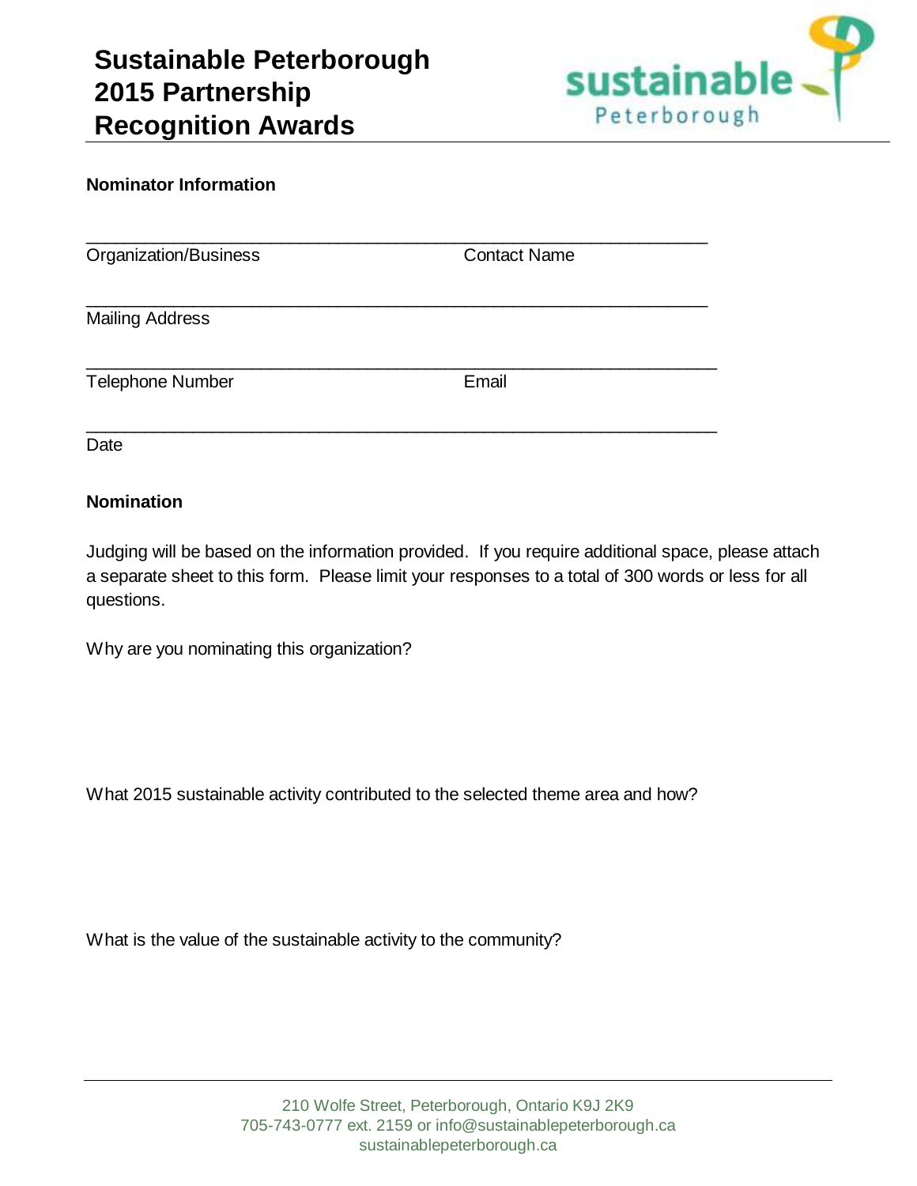# Sustainable Peterborough 2015 Partnership Recognition Awards

**Nominator Information**

_______________________________________________________________

Organization/Business Contact Name

_______________________________________________________________

Mailing Address

_______________________________________________________________

Telephone Number Email

_______________________________________________________________

Date

**Nomination**

Judging will be based on the information provided. If you require additional space, please attach a separate sheet to this form. Please limit your responses to a total of 300 words or less for all questions.

Why are you nominating this organization?

What 2015 sustainable activity contributed to the selected theme area and how?

What is the value of the sustainable activity to the community?

210 Wolfe Street, Peterborough, Ontario K9J 2K9
705-743-0777 ext. 2159 or info@sustainablepeterborough.ca
sustainablepeterborough.ca